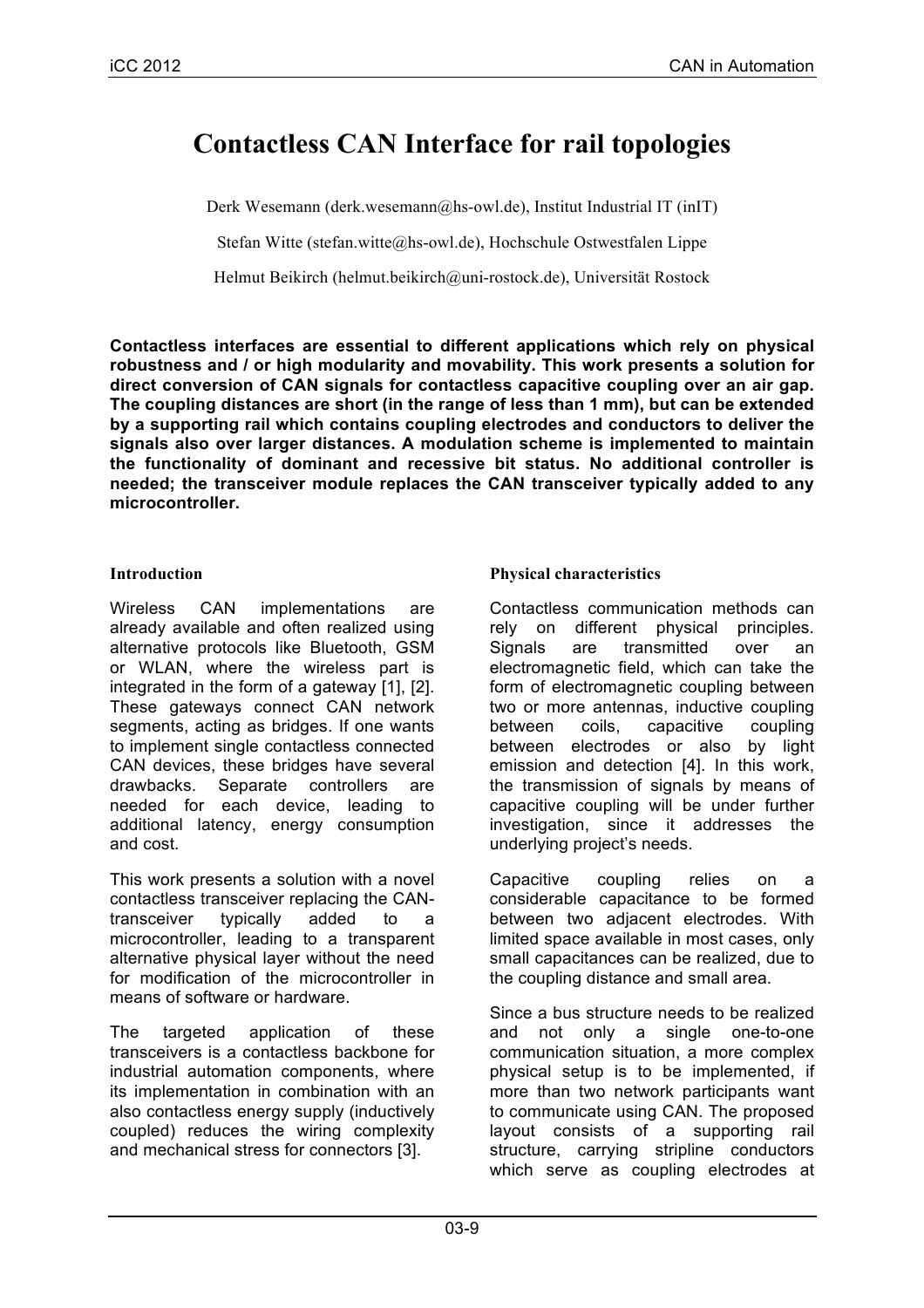# Contactless CAN Interface for rail topologies

Derk Wesemann (derk.wesemann@hs-owl.de), Institut Industrial IT (inIT)

Stefan Witte (stefan.witte@hs-owl.de), Hochschule Ostwestfalen Lippe

Helmut Beikirch (helmut.beikirch@uni-rostock.de), Universität Rostock

**Contactless interfaces are essential to different applications which rely on physical robustness and / or high modularity and movability. This work presents a solution for direct conversion of CAN signals for contactless capacitive coupling over an air gap. The coupling distances are short (in the range of less than 1 mm), but can be extended by a supporting rail which contains coupling electrodes and conductors to deliver the signals also over larger distances. A modulation scheme is implemented to maintain the functionality of dominant and recessive bit status. No additional controller is needed; the transceiver module replaces the CAN transceiver typically added to any microcontroller.**

## Introduction

Wireless CAN implementations are already available and often realized using alternative protocols like Bluetooth, GSM or WLAN, where the wireless part is integrated in the form of a gateway [1], [2]. These gateways connect CAN network segments, acting as bridges. If one wants to implement single contactless connected CAN devices, these bridges have several drawbacks. Separate controllers are needed for each device, leading to additional latency, energy consumption and cost.

This work presents a solution with a novel contactless transceiver replacing the CAN-transceiver typically added to a microcontroller, leading to a transparent alternative physical layer without the need for modification of the microcontroller in means of software or hardware.

The targeted application of these transceivers is a contactless backbone for industrial automation components, where its implementation in combination with an also contactless energy supply (inductively coupled) reduces the wiring complexity and mechanical stress for connectors [3].

## Physical characteristics

Contactless communication methods can rely on different physical principles. Signals are transmitted over an electromagnetic field, which can take the form of electromagnetic coupling between two or more antennas, inductive coupling between coils, capacitive coupling between electrodes or also by light emission and detection [4]. In this work, the transmission of signals by means of capacitive coupling will be under further investigation, since it addresses the underlying project's needs.

Capacitive coupling relies on a considerable capacitance to be formed between two adjacent electrodes. With limited space available in most cases, only small capacitances can be realized, due to the coupling distance and small area.

Since a bus structure needs to be realized and not only a single one-to-one communication situation, a more complex physical setup is to be implemented, if more than two network participants want to communicate using CAN. The proposed layout consists of a supporting rail structure, carrying stripline conductors which serve as coupling electrodes at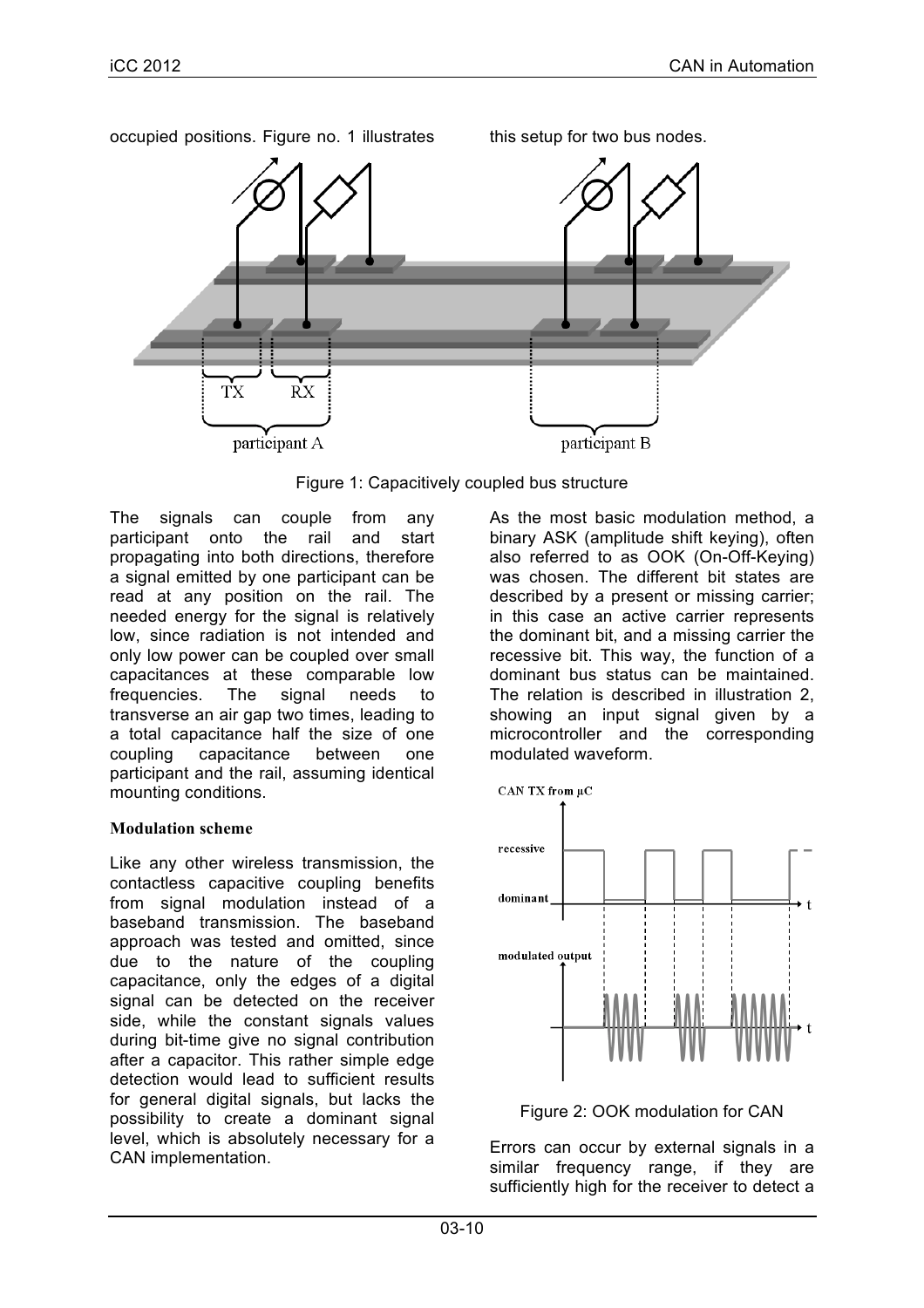occupied positions. Figure no. 1 illustrates this setup for two bus nodes.

Figure 1: Capacitively coupled bus structure

The signals can couple from any participant onto the rail and start propagating into both directions, therefore a signal emitted by one participant can be read at any position on the rail. The needed energy for the signal is relatively low, since radiation is not intended and only low power can be coupled over small capacitances at these comparable low frequencies. The signal needs to transverse an air gap two times, leading to a total capacitance half the size of one coupling capacitance between one participant and the rail, assuming identical mounting conditions.

**Modulation scheme**

Like any other wireless transmission, the contactless capacitive coupling benefits from signal modulation instead of a baseband transmission. The baseband approach was tested and omitted, since due to the nature of the coupling capacitance, only the edges of a digital signal can be detected on the receiver side, while the constant signals values during bit-time give no signal contribution after a capacitor. This rather simple edge detection would lead to sufficient results for general digital signals, but lacks the possibility to create a dominant signal level, which is absolutely necessary for a CAN implementation.

As the most basic modulation method, a binary ASK (amplitude shift keying), often also referred to as OOK (On-Off-Keying) was chosen. The different bit states are described by a present or missing carrier; in this case an active carrier represents the dominant bit, and a missing carrier the recessive bit. This way, the function of a dominant bus status can be maintained. The relation is described in illustration 2, showing an input signal given by a microcontroller and the corresponding modulated waveform.

Figure 2: OOK modulation for CAN

Errors can occur by external signals in a similar frequency range, if they are sufficiently high for the receiver to detect a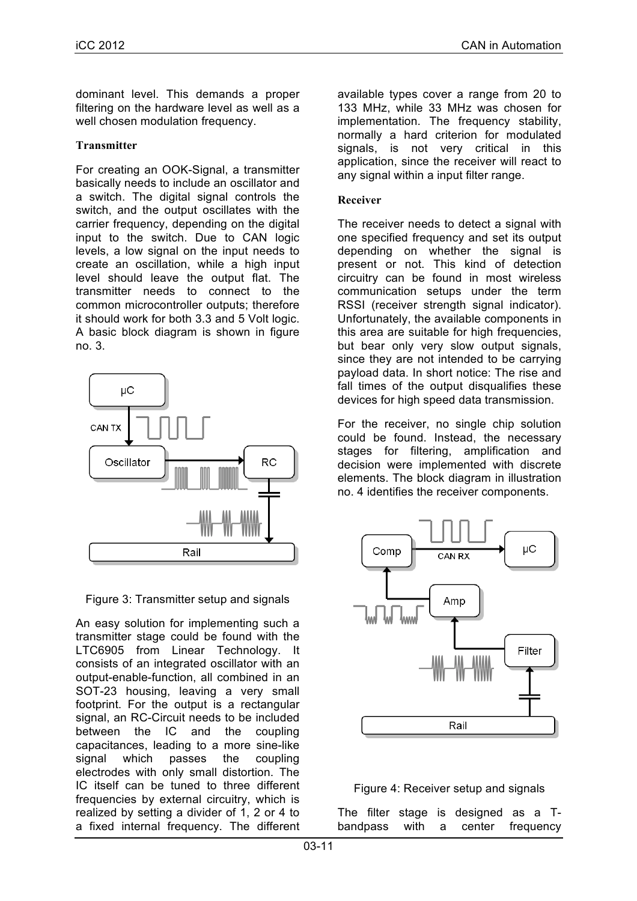dominant level. This demands a proper filtering on the hardware level as well as a well chosen modulation frequency.

### Transmitter

For creating an OOK-Signal, a transmitter basically needs to include an oscillator and a switch. The digital signal controls the switch, and the output oscillates with the carrier frequency, depending on the digital input to the switch. Due to CAN logic levels, a low signal on the input needs to create an oscillation, while a high input level should leave the output flat. The transmitter needs to connect to the common microcontroller outputs; therefore it should work for both 3.3 and 5 Volt logic. A basic block diagram is shown in figure no. 3.

Figure 3: Transmitter setup and signals

An easy solution for implementing such a transmitter stage could be found with the LTC6905 from Linear Technology. It consists of an integrated oscillator with an output-enable-function, all combined in an SOT-23 housing, leaving a very small footprint. For the output is a rectangular signal, an RC-Circuit needs to be included between the IC and the coupling capacitances, leading to a more sine-like signal which passes the coupling electrodes with only small distortion. The IC itself can be tuned to three different frequencies by external circuitry, which is realized by setting a divider of 1, 2 or 4 to a fixed internal frequency. The different available types cover a range from 20 to 133 MHz, while 33 MHz was chosen for implementation. The frequency stability, normally a hard criterion for modulated signals, is not very critical in this application, since the receiver will react to any signal within a input filter range.

### Receiver

The receiver needs to detect a signal with one specified frequency and set its output depending on whether the signal is present or not. This kind of detection circuitry can be found in most wireless communication setups under the term RSSI (receiver strength signal indicator). Unfortunately, the available components in this area are suitable for high frequencies, but bear only very slow output signals, since they are not intended to be carrying payload data. In short notice: The rise and fall times of the output disqualifies these devices for high speed data transmission.

For the receiver, no single chip solution could be found. Instead, the necessary stages for filtering, amplification and decision were implemented with discrete elements. The block diagram in illustration no. 4 identifies the receiver components.

Figure 4: Receiver setup and signals

The filter stage is designed as a T-bandpass with a center frequency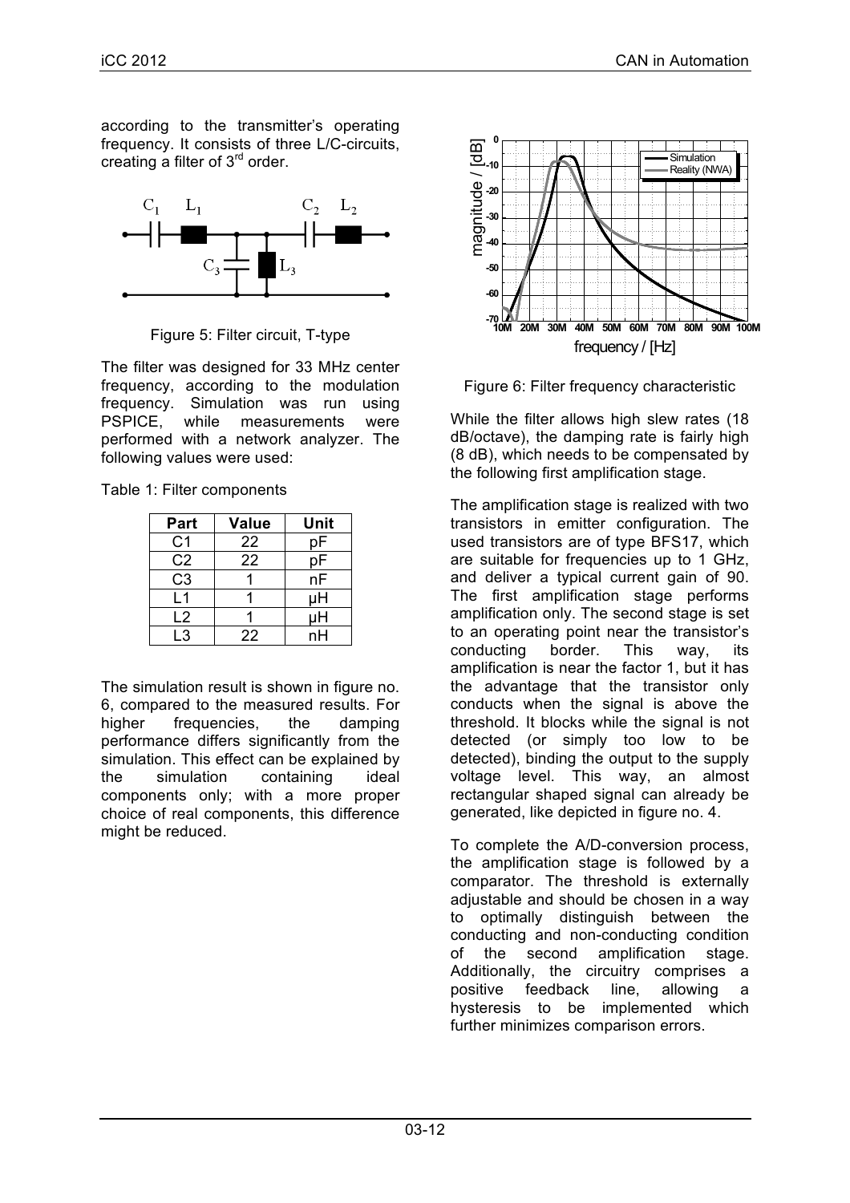according to the transmitter's operating frequency. It consists of three L/C-circuits, creating a filter of 3[rd] order.

Figure 5: Filter circuit, T-type

The filter was designed for 33 MHz center frequency, according to the modulation frequency. Simulation was run using PSPICE, while measurements were performed with a network analyzer. The following values were used:

Table 1: Filter components

| Part | Value | Unit |
|---|---|---|
| C1 | 22 | pF |
| C2 | 22 | pF |
| C3 | 1 | nF |
| L1 | 1 | µH |
| L2 | 1 | µH |
| L3 | 22 | nH |

The simulation result is shown in figure no. 6, compared to the measured results. For higher frequencies, the damping performance differs significantly from the simulation. This effect can be explained by the simulation containing ideal components only; with a more proper choice of real components, this difference might be reduced.

Figure 6: Filter frequency characteristic

While the filter allows high slew rates (18 dB/octave), the damping rate is fairly high (8 dB), which needs to be compensated by the following first amplification stage.

The amplification stage is realized with two transistors in emitter configuration. The used transistors are of type BFS17, which are suitable for frequencies up to 1 GHz, and deliver a typical current gain of 90. The first amplification stage performs amplification only. The second stage is set to an operating point near the transistor's conducting border. This way, its amplification is near the factor 1, but it has the advantage that the transistor only conducts when the signal is above the threshold. It blocks while the signal is not detected (or simply too low to be detected), binding the output to the supply voltage level. This way, an almost rectangular shaped signal can already be generated, like depicted in figure no. 4.

To complete the A/D-conversion process, the amplification stage is followed by a comparator. The threshold is externally adjustable and should be chosen in a way to optimally distinguish between the conducting and non-conducting condition of the second amplification stage. Additionally, the circuitry comprises a positive feedback line, allowing a hysteresis to be implemented which further minimizes comparison errors.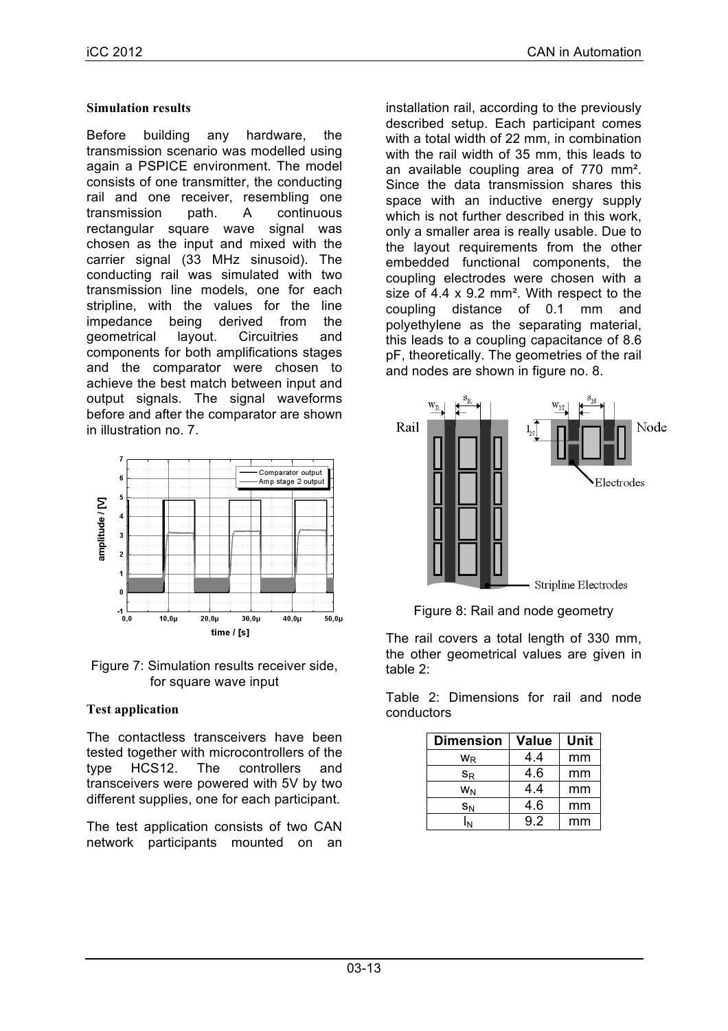### Simulation results

Before building any hardware, the transmission scenario was modelled using again a PSPICE environment. The model consists of one transmitter, the conducting rail and one receiver, resembling one transmission path. A continuous rectangular square wave signal was chosen as the input and mixed with the carrier signal (33 MHz sinusoid). The conducting rail was simulated with two transmission line models, one for each stripline, with the values for the line impedance being derived from the geometrical layout. Circuitries and components for both amplifications stages and the comparator were chosen to achieve the best match between input and output signals. The signal waveforms before and after the comparator are shown in illustration no. 7.

Figure 7: Simulation results receiver side, for square wave input

### Test application

The contactless transceivers have been tested together with microcontrollers of the type HCS12. The controllers and transceivers were powered with 5V by two different supplies, one for each participant.

The test application consists of two CAN network participants mounted on an installation rail, according to the previously described setup. Each participant comes with a total width of 22 mm, in combination with the rail width of 35 mm, this leads to an available coupling area of 770 mm². Since the data transmission shares this space with an inductive energy supply which is not further described in this work, only a smaller area is really usable. Due to the layout requirements from the other embedded functional components, the coupling electrodes were chosen with a size of 4.4 x 9.2 mm². With respect to the coupling distance of 0.1 mm and polyethylene as the separating material, this leads to a coupling capacitance of 8.6 pF, theoretically. The geometries of the rail and nodes are shown in figure no. 8.

Figure 8: Rail and node geometry

The rail covers a total length of 330 mm, the other geometrical values are given in table 2:

Table 2: Dimensions for rail and node conductors

| Dimension | Value | Unit |
|---|---|---|
| $w_R$ | 4.4 | mm |
| $s_R$ | 4.6 | mm |
| $w_N$ | 4.4 | mm |
| $s_N$ | 4.6 | mm |
| $l_N$ | 9.2 | mm |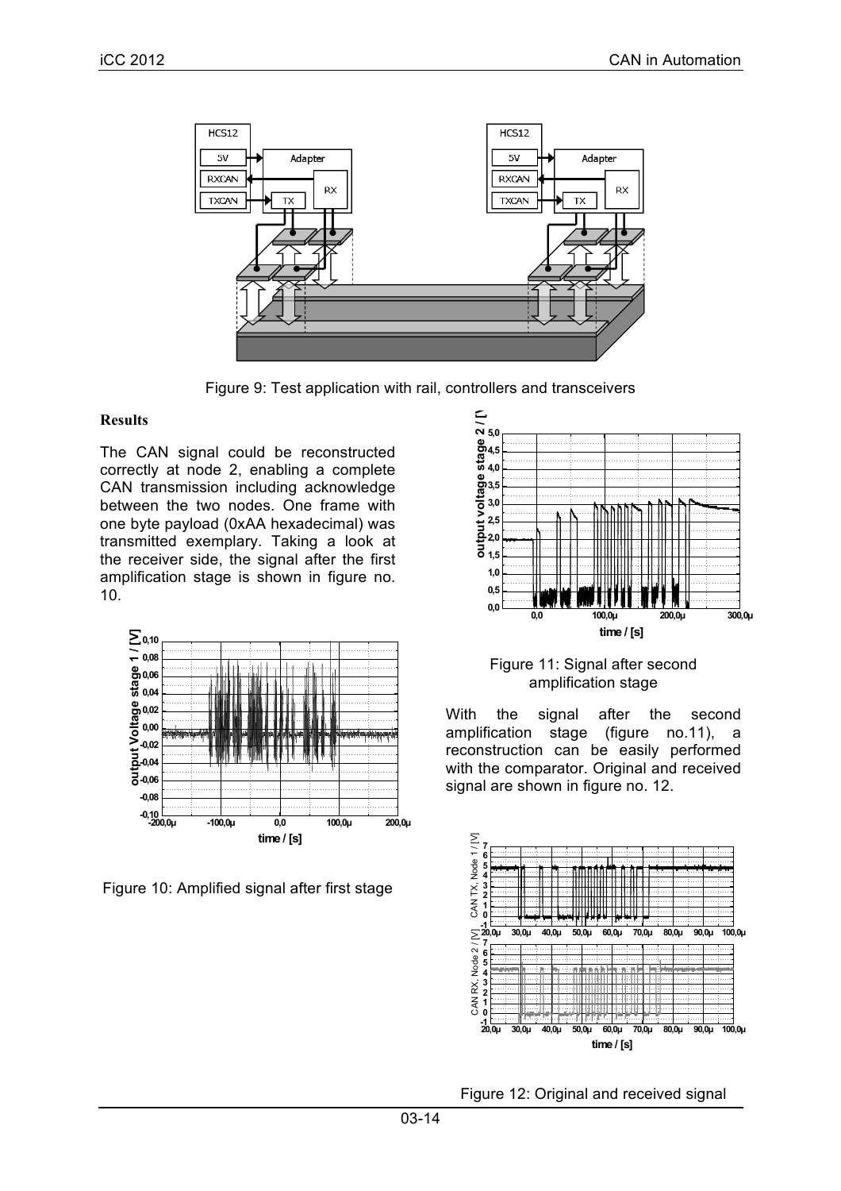Figure 9: Test application with rail, controllers and transceivers

**Results**

The CAN signal could be reconstructed correctly at node 2, enabling a complete CAN transmission including acknowledge between the two nodes. One frame with one byte payload (0xAA hexadecimal) was transmitted exemplary. Taking a look at the receiver side, the signal after the first amplification stage is shown in figure no. 10.

Figure 10: Amplified signal after first stage

Figure 11: Signal after second amplification stage

With the signal after the second amplification stage (figure no.11), a reconstruction can be easily performed with the comparator. Original and received signal are shown in figure no. 12.

Figure 12: Original and received signal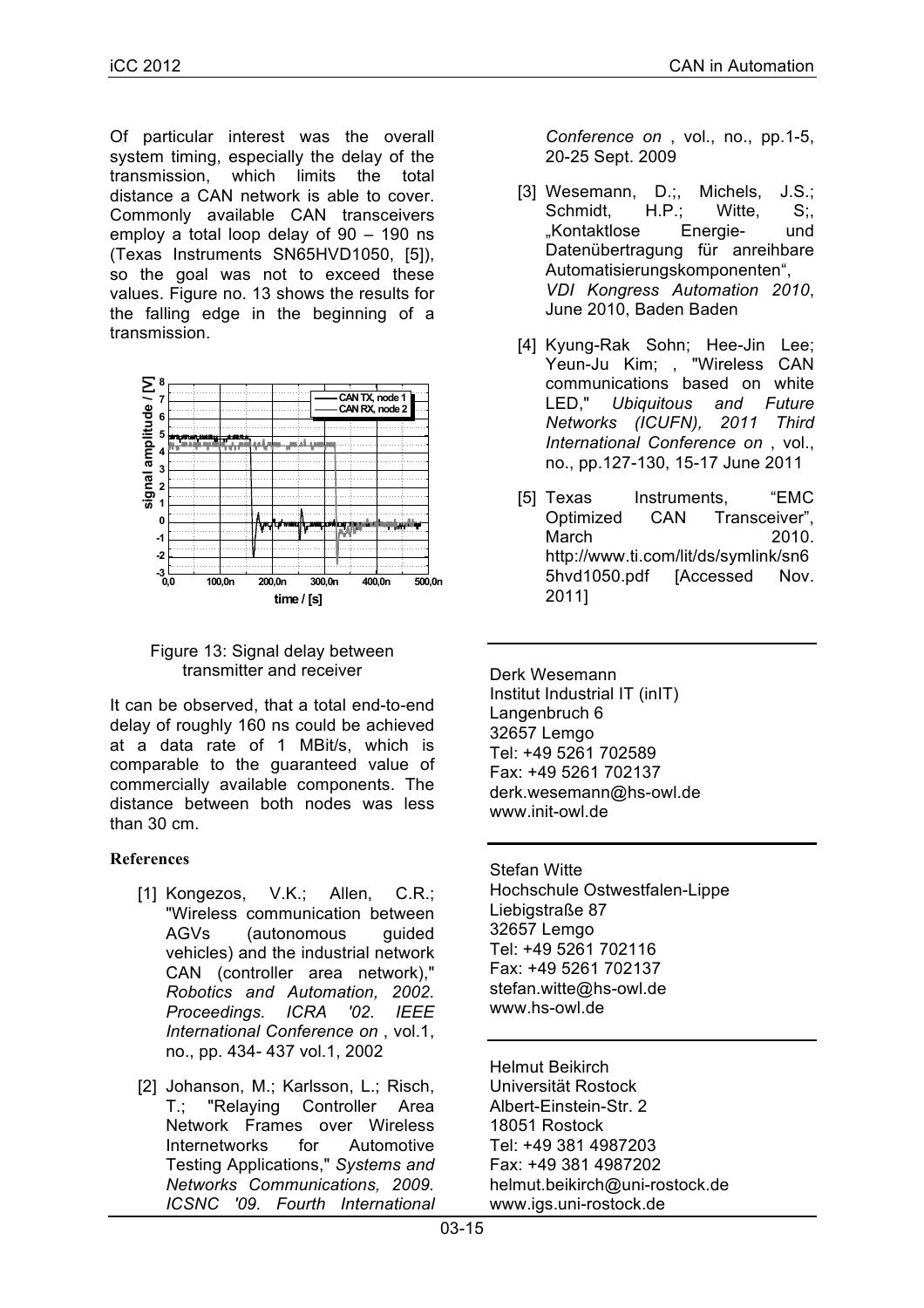Of particular interest was the overall system timing, especially the delay of the transmission, which limits the total distance a CAN network is able to cover. Commonly available CAN transceivers employ a total loop delay of 90 – 190 ns (Texas Instruments SN65HVD1050, [5]), so the goal was not to exceed these values. Figure no. 13 shows the results for the falling edge in the beginning of a transmission.

signal amplitude / [V]
8
7
6
5
4
3
2
1
0
-1
-2
-3
0,0
100,0n
200,0n
300,0n
400,0n
500,0n
time / [s]
CAN TX, node 1
CAN RX, node 2

Figure 13: Signal delay between transmitter and receiver

It can be observed, that a total end-to-end delay of roughly 160 ns could be achieved at a data rate of 1 MBit/s, which is comparable to the guaranteed value of commercially available components. The distance between both nodes was less than 30 cm.

## References

[1] Kongezos, V.K.; Allen, C.R.; "Wireless communication between AGVs (autonomous guided vehicles) and the industrial network CAN (controller area network)," *Robotics and Automation, 2002. Proceedings. ICRA '02. IEEE International Conference on* , vol.1, no., pp. 434- 437 vol.1, 2002

[2] Johanson, M.; Karlsson, L.; Risch, T.; "Relaying Controller Area Network Frames over Wireless Internetworks for Automotive Testing Applications," *Systems and Networks Communications, 2009. ICSNC '09. Fourth International Conference on* , vol., no., pp.1-5, 20-25 Sept. 2009

[3] Wesemann, D.;, Michels, J.S.; Schmidt, H.P.; Witte, S;, „Kontaktlose Energie- und Datenübertragung für anreihbare Automatisierungskomponenten", *VDI Kongress Automation 2010*, June 2010, Baden Baden

[4] Kyung-Rak Sohn; Hee-Jin Lee; Yeun-Ju Kim; , "Wireless CAN communications based on white LED," *Ubiquitous and Future Networks (ICUFN), 2011 Third International Conference on* , vol., no., pp.127-130, 15-17 June 2011

[5] Texas Instruments, "EMC Optimized CAN Transceiver", March 2010. http://www.ti.com/lit/ds/symlink/sn65hvd1050.pdf [Accessed Nov. 2011]

---

Derk Wesemann
Institut Industrial IT (inIT)
Langenbruch 6
32657 Lemgo
Tel: +49 5261 702589
Fax: +49 5261 702137
derk.wesemann@hs-owl.de
www.init-owl.de

---

Stefan Witte
Hochschule Ostwestfalen-Lippe
Liebigstraße 87
32657 Lemgo
Tel: +49 5261 702116
Fax: +49 5261 702137
stefan.witte@hs-owl.de
www.hs-owl.de

---

Helmut Beikirch
Universität Rostock
Albert-Einstein-Str. 2
18051 Rostock
Tel: +49 381 4987203
Fax: +49 381 4987202
helmut.beikirch@uni-rostock.de
www.igs.uni-rostock.de